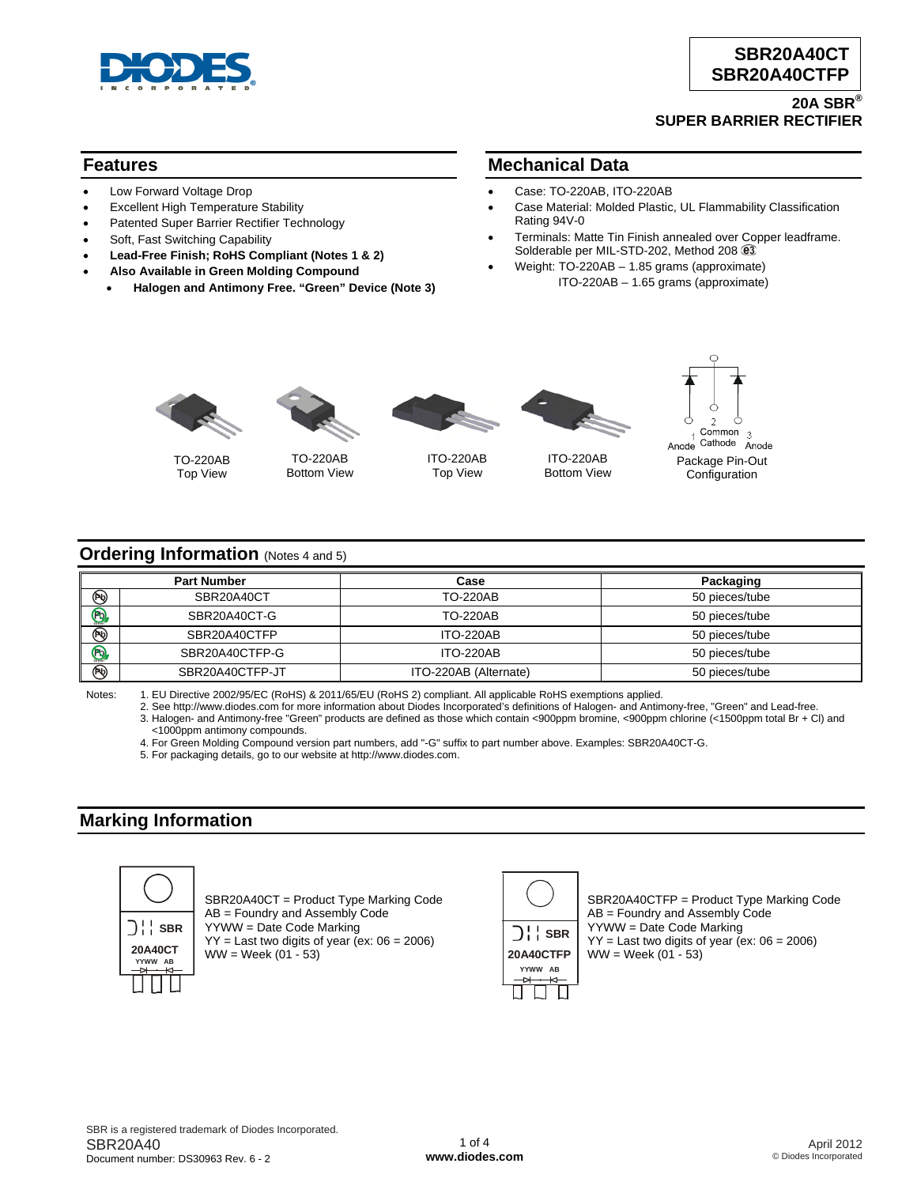# SBR20A40CT
# SBR20A40CTFP

## 20A SBR®
## SUPER BARRIER RECTIFIER

## Features

- Low Forward Voltage Drop
- Excellent High Temperature Stability
- Patented Super Barrier Rectifier Technology
- Soft, Fast Switching Capability
- **Lead-Free Finish; RoHS Compliant (Notes 1 & 2)**
- **Also Available in Green Molding Compound**
  - **Halogen and Antimony Free. "Green" Device (Note 3)**

## Mechanical Data

- Case: TO-220AB, ITO-220AB
- Case Material: Molded Plastic, UL Flammability Classification Rating 94V-0
- Terminals: Matte Tin Finish annealed over Copper leadframe. Solderable per MIL-STD-202, Method 208 e3
- Weight: TO-220AB – 1.85 grams (approximate)
  ITO-220AB – 1.65 grams (approximate)

TO-220AB Top View

TO-220AB Bottom View

ITO-220AB Top View

ITO-220AB Bottom View

1 Anode, 2 Common Cathode, 3 Anode

Package Pin-Out Configuration

## Ordering Information (Notes 4 and 5)

| Part Number | Case | Packaging |
|---|---|---|
| SBR20A40CT | TO-220AB | 50 pieces/tube |
| SBR20A40CT-G | TO-220AB | 50 pieces/tube |
| SBR20A40CTFP | ITO-220AB | 50 pieces/tube |
| SBR20A40CTFP-G | ITO-220AB | 50 pieces/tube |
| SBR20A40CTFP-JT | ITO-220AB (Alternate) | 50 pieces/tube |

Notes:
1. EU Directive 2002/95/EC (RoHS) & 2011/65/EU (RoHS 2) compliant. All applicable RoHS exemptions applied.
2. See http://www.diodes.com for more information about Diodes Incorporated's definitions of Halogen- and Antimony-free, "Green" and Lead-free.
3. Halogen- and Antimony-free "Green" products are defined as those which contain <900ppm bromine, <900ppm chlorine (<1500ppm total Br + Cl) and <1000ppm antimony compounds.
4. For Green Molding Compound version part numbers, add "-G" suffix to part number above. Examples: SBR20A40CT-G.
5. For packaging details, go to our website at http://www.diodes.com.

## Marking Information

SBR 20A40CT YYWW AB

SBR20A40CT = Product Type Marking Code
AB = Foundry and Assembly Code
YYWW = Date Code Marking
YY = Last two digits of year (ex: 06 = 2006)
WW = Week (01 - 53)

SBR 20A40CTFP YYWW AB

SBR20A40CTFP = Product Type Marking Code
AB = Foundry and Assembly Code
YYWW = Date Code Marking
YY = Last two digits of year (ex: 06 = 2006)
WW = Week (01 - 53)

SBR is a registered trademark of Diodes Incorporated.
SBR20A40
Document number: DS30963 Rev. 6 - 2

www.diodes.com

April 2012
© Diodes Incorporated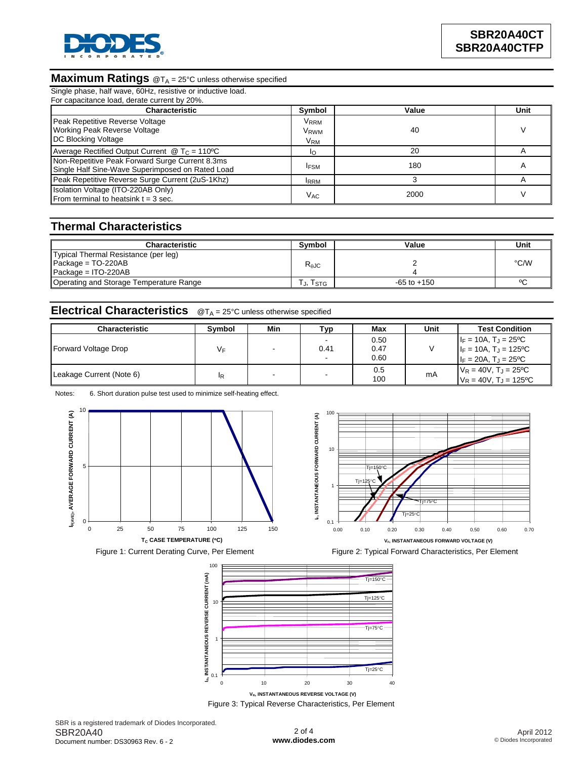## Maximum Ratings @$T_A$ = 25°C unless otherwise specified

Single phase, half wave, 60Hz, resistive or inductive load.
For capacitance load, derate current by 20%.

| Characteristic | Symbol | Value | Unit |
|---|---|---|---|
| Peak Repetitive Reverse Voltage<br>Working Peak Reverse Voltage<br>DC Blocking Voltage | $V_{RRM}$<br>$V_{RWM}$<br>$V_{RM}$ | 40 | V |
| Average Rectified Output Current @ $T_C$ = 110ºC | $I_O$ | 20 | A |
| Non-Repetitive Peak Forward Surge Current 8.3ms<br>Single Half Sine-Wave Superimposed on Rated Load | $I_{FSM}$ | 180 | A |
| Peak Repetitive Reverse Surge Current (2uS-1Khz) | $I_{RRM}$ | 3 | A |
| Isolation Voltage (ITO-220AB Only)<br>From terminal to heatsink t = 3 sec. | $V_{AC}$ | 2000 | V |

## Thermal Characteristics

| Characteristic | Symbol | Value | Unit |
|---|---|---|---|
| Typical Thermal Resistance (per leg)<br>Package = TO-220AB<br>Package = ITO-220AB | $R_{\theta JC}$ | <br>2<br>4 | °C/W |
| Operating and Storage Temperature Range | $T_J$, $T_{STG}$ | -65 to +150 | ºC |

## Electrical Characteristics @$T_A$ = 25°C unless otherwise specified

| Characteristic | Symbol | Min | Typ | Max | Unit | Test Condition |
|---|---|---|---|---|---|---|
| Forward Voltage Drop | $V_F$ | - | -<br>0.41<br>- | 0.50<br>0.47<br>0.60 | V | $I_F$ = 10A, $T_J$ = 25ºC<br>$I_F$ = 10A, $T_J$ = 125ºC<br>$I_F$ = 20A, $T_J$ = 25ºC |
| Leakage Current (Note 6) | $I_R$ | - | - | 0.5<br>100 | mA | $V_R$ = 40V, $T_J$ = 25ºC<br>$V_R$ = 40V, $T_J$ = 125ºC |

Notes: 6. Short duration pulse test used to minimize self-heating effect.

Figure 1: Current Derating Curve, Per Element

Figure 2: Typical Forward Characteristics, Per Element

Figure 3: Typical Reverse Characteristics, Per Element

SBR is a registered trademark of Diodes Incorporated.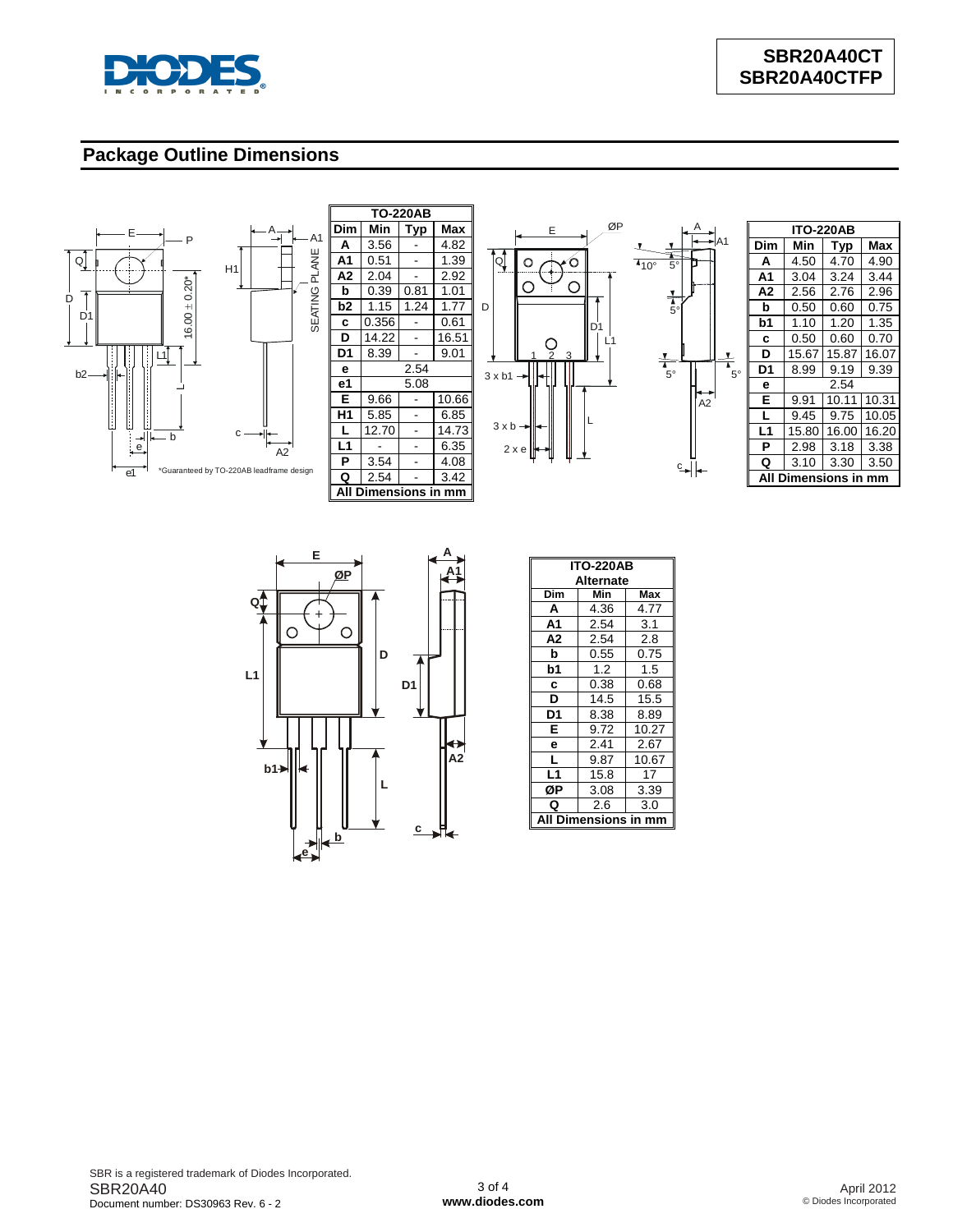## Package Outline Dimensions

*Guaranteed by TO-220AB leadframe design

| TO-220AB | | | |
|---|---|---|---|
| **Dim** | **Min** | **Typ** | **Max** |
| **A** | 3.56 | - | 4.82 |
| **A1** | 0.51 | - | 1.39 |
| **A2** | 2.04 | - | 2.92 |
| **b** | 0.39 | 0.81 | 1.01 |
| **b2** | 1.15 | 1.24 | 1.77 |
| **c** | 0.356 | - | 0.61 |
| **D** | 14.22 | - | 16.51 |
| **D1** | 8.39 | - | 9.01 |
| **e** | | 2.54 | |
| **e1** | | 5.08 | |
| **E** | 9.66 | - | 10.66 |
| **H1** | 5.85 | - | 6.85 |
| **L** | 12.70 | - | 14.73 |
| **L1** | - | - | 6.35 |
| **P** | 3.54 | - | 4.08 |
| **Q** | 2.54 | - | 3.42 |
| **All Dimensions in mm** | | | |

| ITO-220AB | | | |
|---|---|---|---|
| **Dim** | **Min** | **Typ** | **Max** |
| **A** | 4.50 | 4.70 | 4.90 |
| **A1** | 3.04 | 3.24 | 3.44 |
| **A2** | 2.56 | 2.76 | 2.96 |
| **b** | 0.50 | 0.60 | 0.75 |
| **b1** | 1.10 | 1.20 | 1.35 |
| **c** | 0.50 | 0.60 | 0.70 |
| **D** | 15.67 | 15.87 | 16.07 |
| **D1** | 8.99 | 9.19 | 9.39 |
| **e** | | 2.54 | |
| **E** | 9.91 | 10.11 | 10.31 |
| **L** | 9.45 | 9.75 | 10.05 |
| **L1** | 15.80 | 16.00 | 16.20 |
| **P** | 2.98 | 3.18 | 3.38 |
| **Q** | 3.10 | 3.30 | 3.50 |
| **All Dimensions in mm** | | | |

| ITO-220AB Alternate | | |
|---|---|---|
| **Dim** | **Min** | **Max** |
| **A** | 4.36 | 4.77 |
| **A1** | 2.54 | 3.1 |
| **A2** | 2.54 | 2.8 |
| **b** | 0.55 | 0.75 |
| **b1** | 1.2 | 1.5 |
| **c** | 0.38 | 0.68 |
| **D** | 14.5 | 15.5 |
| **D1** | 8.38 | 8.89 |
| **E** | 9.72 | 10.27 |
| **e** | 2.41 | 2.67 |
| **L** | 9.87 | 10.67 |
| **L1** | 15.8 | 17 |
| **ØP** | 3.08 | 3.39 |
| **Q** | 2.6 | 3.0 |
| **All Dimensions in mm** | | |

SBR is a registered trademark of Diodes Incorporated.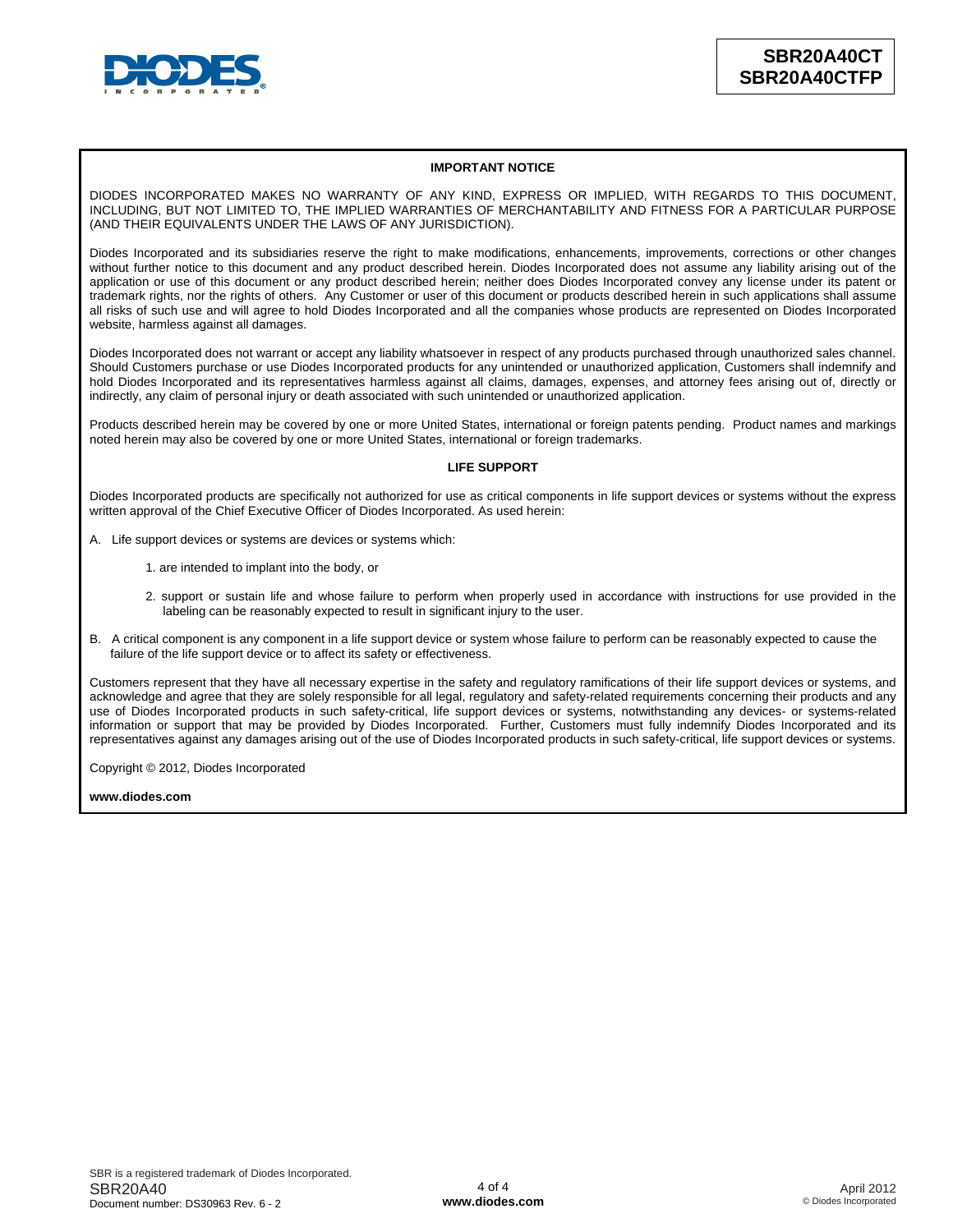## IMPORTANT NOTICE

DIODES INCORPORATED MAKES NO WARRANTY OF ANY KIND, EXPRESS OR IMPLIED, WITH REGARDS TO THIS DOCUMENT, INCLUDING, BUT NOT LIMITED TO, THE IMPLIED WARRANTIES OF MERCHANTABILITY AND FITNESS FOR A PARTICULAR PURPOSE (AND THEIR EQUIVALENTS UNDER THE LAWS OF ANY JURISDICTION).

Diodes Incorporated and its subsidiaries reserve the right to make modifications, enhancements, improvements, corrections or other changes without further notice to this document and any product described herein. Diodes Incorporated does not assume any liability arising out of the application or use of this document or any product described herein; neither does Diodes Incorporated convey any license under its patent or trademark rights, nor the rights of others. Any Customer or user of this document or products described herein in such applications shall assume all risks of such use and will agree to hold Diodes Incorporated and all the companies whose products are represented on Diodes Incorporated website, harmless against all damages.

Diodes Incorporated does not warrant or accept any liability whatsoever in respect of any products purchased through unauthorized sales channel. Should Customers purchase or use Diodes Incorporated products for any unintended or unauthorized application, Customers shall indemnify and hold Diodes Incorporated and its representatives harmless against all claims, damages, expenses, and attorney fees arising out of, directly or indirectly, any claim of personal injury or death associated with such unintended or unauthorized application.

Products described herein may be covered by one or more United States, international or foreign patents pending. Product names and markings noted herein may also be covered by one or more United States, international or foreign trademarks.

## LIFE SUPPORT

Diodes Incorporated products are specifically not authorized for use as critical components in life support devices or systems without the express written approval of the Chief Executive Officer of Diodes Incorporated. As used herein:

A. Life support devices or systems are devices or systems which:

1. are intended to implant into the body, or
2. support or sustain life and whose failure to perform when properly used in accordance with instructions for use provided in the labeling can be reasonably expected to result in significant injury to the user.

B. A critical component is any component in a life support device or system whose failure to perform can be reasonably expected to cause the failure of the life support device or to affect its safety or effectiveness.

Customers represent that they have all necessary expertise in the safety and regulatory ramifications of their life support devices or systems, and acknowledge and agree that they are solely responsible for all legal, regulatory and safety-related requirements concerning their products and any use of Diodes Incorporated products in such safety-critical, life support devices or systems, notwithstanding any devices- or systems-related information or support that may be provided by Diodes Incorporated. Further, Customers must fully indemnify Diodes Incorporated and its representatives against any damages arising out of the use of Diodes Incorporated products in such safety-critical, life support devices or systems.

Copyright © 2012, Diodes Incorporated

**www.diodes.com**

SBR is a registered trademark of Diodes Incorporated.